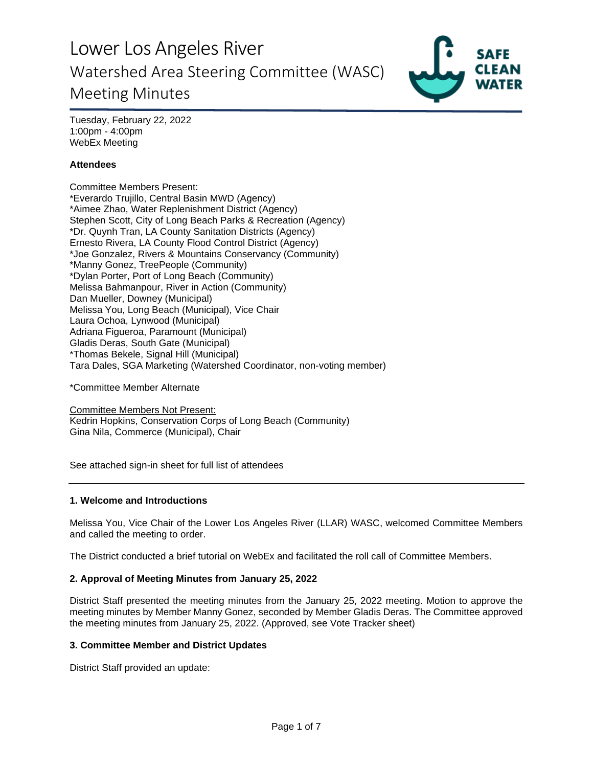# Lower Los Angeles River
## Watershed Area Steering Committee (WASC)
## Meeting Minutes

Tuesday, February 22, 2022
1:00pm - 4:00pm
WebEx Meeting

**Attendees**

Committee Members Present:
*Everardo Trujillo, Central Basin MWD (Agency)
*Aimee Zhao, Water Replenishment District (Agency)
Stephen Scott, City of Long Beach Parks & Recreation (Agency)
*Dr. Quynh Tran, LA County Sanitation Districts (Agency)
Ernesto Rivera, LA County Flood Control District (Agency)
*Joe Gonzalez, Rivers & Mountains Conservancy (Community)
*Manny Gonez, TreePeople (Community)
*Dylan Porter, Port of Long Beach (Community)
Melissa Bahmanpour, River in Action (Community)
Dan Mueller, Downey (Municipal)
Melissa You, Long Beach (Municipal), Vice Chair
Laura Ochoa, Lynwood (Municipal)
Adriana Figueroa, Paramount (Municipal)
Gladis Deras, South Gate (Municipal)
*Thomas Bekele, Signal Hill (Municipal)
Tara Dales, SGA Marketing (Watershed Coordinator, non-voting member)

*Committee Member Alternate

Committee Members Not Present:
Kedrin Hopkins, Conservation Corps of Long Beach (Community)
Gina Nila, Commerce (Municipal), Chair

See attached sign-in sheet for full list of attendees

---

### 1. Welcome and Introductions

Melissa You, Vice Chair of the Lower Los Angeles River (LLAR) WASC, welcomed Committee Members and called the meeting to order.

The District conducted a brief tutorial on WebEx and facilitated the roll call of Committee Members.

### 2. Approval of Meeting Minutes from January 25, 2022

District Staff presented the meeting minutes from the January 25, 2022 meeting. Motion to approve the meeting minutes by Member Manny Gonez, seconded by Member Gladis Deras. The Committee approved the meeting minutes from January 25, 2022. (Approved, see Vote Tracker sheet)

### 3. Committee Member and District Updates

District Staff provided an update: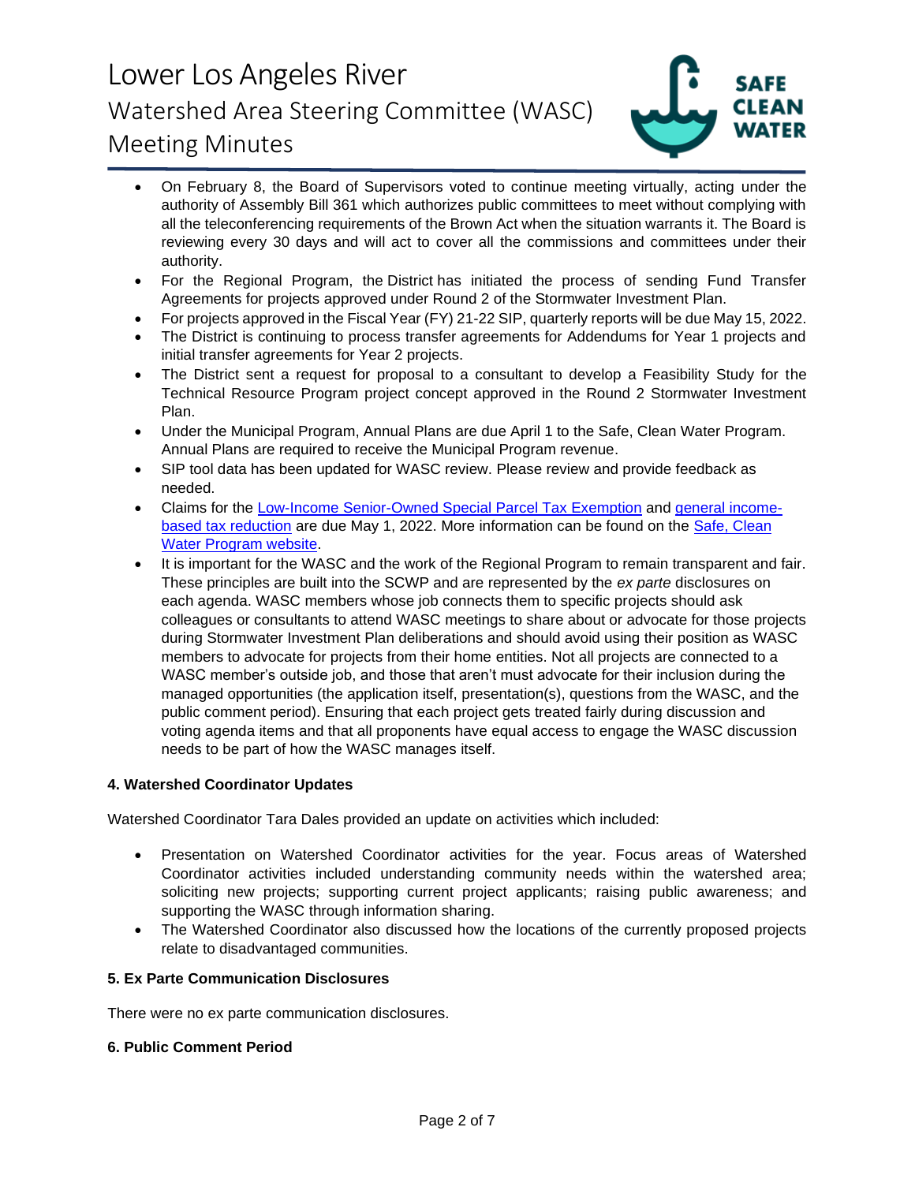- On February 8, the Board of Supervisors voted to continue meeting virtually, acting under the authority of Assembly Bill 361 which authorizes public committees to meet without complying with all the teleconferencing requirements of the Brown Act when the situation warrants it. The Board is reviewing every 30 days and will act to cover all the commissions and committees under their authority.
- For the Regional Program, the District has initiated the process of sending Fund Transfer Agreements for projects approved under Round 2 of the Stormwater Investment Plan.
- For projects approved in the Fiscal Year (FY) 21-22 SIP, quarterly reports will be due May 15, 2022.
- The District is continuing to process transfer agreements for Addendums for Year 1 projects and initial transfer agreements for Year 2 projects.
- The District sent a request for proposal to a consultant to develop a Feasibility Study for the Technical Resource Program project concept approved in the Round 2 Stormwater Investment Plan.
- Under the Municipal Program, Annual Plans are due April 1 to the Safe, Clean Water Program. Annual Plans are required to receive the Municipal Program revenue.
- SIP tool data has been updated for WASC review. Please review and provide feedback as needed.
- Claims for the Low-Income Senior-Owned Special Parcel Tax Exemption and general income-based tax reduction are due May 1, 2022. More information can be found on the Safe, Clean Water Program website.
- It is important for the WASC and the work of the Regional Program to remain transparent and fair. These principles are built into the SCWP and are represented by the *ex parte* disclosures on each agenda. WASC members whose job connects them to specific projects should ask colleagues or consultants to attend WASC meetings to share about or advocate for those projects during Stormwater Investment Plan deliberations and should avoid using their position as WASC members to advocate for projects from their home entities. Not all projects are connected to a WASC member's outside job, and those that aren't must advocate for their inclusion during the managed opportunities (the application itself, presentation(s), questions from the WASC, and the public comment period). Ensuring that each project gets treated fairly during discussion and voting agenda items and that all proponents have equal access to engage the WASC discussion needs to be part of how the WASC manages itself.

**4. Watershed Coordinator Updates**

Watershed Coordinator Tara Dales provided an update on activities which included:

- Presentation on Watershed Coordinator activities for the year. Focus areas of Watershed Coordinator activities included understanding community needs within the watershed area; soliciting new projects; supporting current project applicants; raising public awareness; and supporting the WASC through information sharing.
- The Watershed Coordinator also discussed how the locations of the currently proposed projects relate to disadvantaged communities.

**5. Ex Parte Communication Disclosures**

There were no ex parte communication disclosures.

**6. Public Comment Period**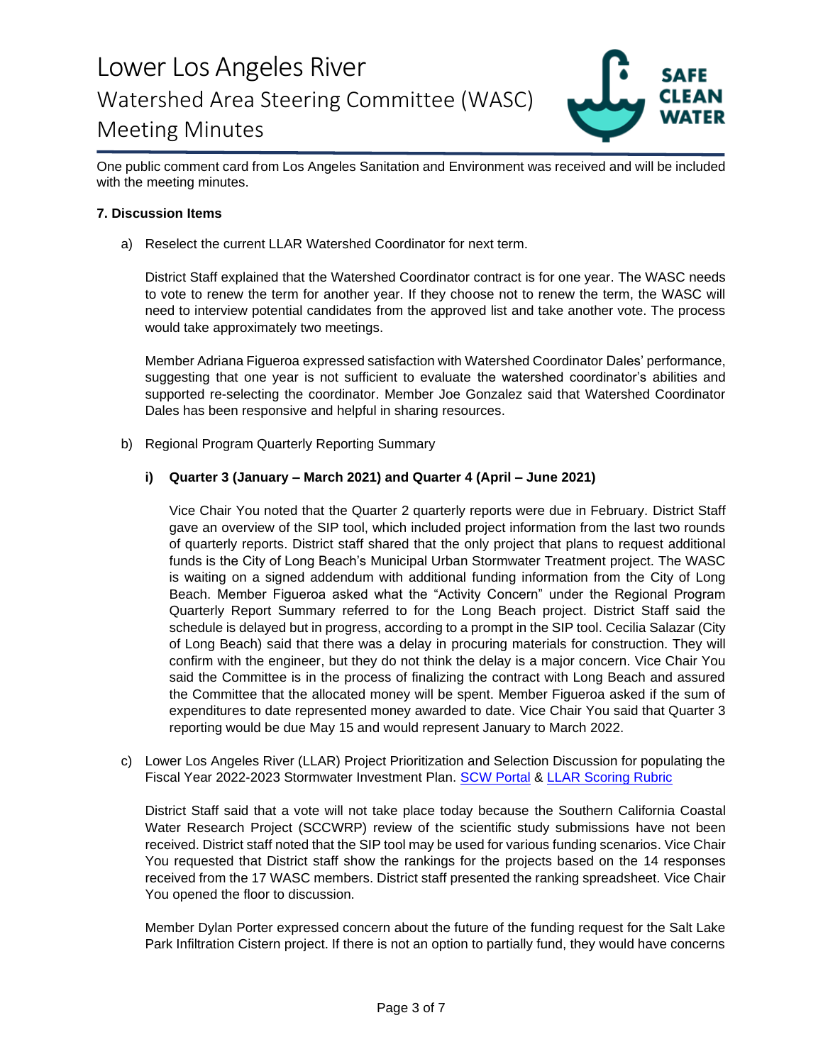One public comment card from Los Angeles Sanitation and Environment was received and will be included with the meeting minutes.

**7. Discussion Items**

a) Reselect the current LLAR Watershed Coordinator for next term.

District Staff explained that the Watershed Coordinator contract is for one year. The WASC needs to vote to renew the term for another year. If they choose not to renew the term, the WASC will need to interview potential candidates from the approved list and take another vote. The process would take approximately two meetings.

Member Adriana Figueroa expressed satisfaction with Watershed Coordinator Dales' performance, suggesting that one year is not sufficient to evaluate the watershed coordinator's abilities and supported re-selecting the coordinator. Member Joe Gonzalez said that Watershed Coordinator Dales has been responsive and helpful in sharing resources.

b) Regional Program Quarterly Reporting Summary

**i) Quarter 3 (January – March 2021) and Quarter 4 (April – June 2021)**

Vice Chair You noted that the Quarter 2 quarterly reports were due in February. District Staff gave an overview of the SIP tool, which included project information from the last two rounds of quarterly reports. District staff shared that the only project that plans to request additional funds is the City of Long Beach's Municipal Urban Stormwater Treatment project. The WASC is waiting on a signed addendum with additional funding information from the City of Long Beach. Member Figueroa asked what the "Activity Concern" under the Regional Program Quarterly Report Summary referred to for the Long Beach project. District Staff said the schedule is delayed but in progress, according to a prompt in the SIP tool. Cecilia Salazar (City of Long Beach) said that there was a delay in procuring materials for construction. They will confirm with the engineer, but they do not think the delay is a major concern. Vice Chair You said the Committee is in the process of finalizing the contract with Long Beach and assured the Committee that the allocated money will be spent. Member Figueroa asked if the sum of expenditures to date represented money awarded to date. Vice Chair You said that Quarter 3 reporting would be due May 15 and would represent January to March 2022.

c) Lower Los Angeles River (LLAR) Project Prioritization and Selection Discussion for populating the Fiscal Year 2022-2023 Stormwater Investment Plan. SCW Portal & LLAR Scoring Rubric

District Staff said that a vote will not take place today because the Southern California Coastal Water Research Project (SCCWRP) review of the scientific study submissions have not been received. District staff noted that the SIP tool may be used for various funding scenarios. Vice Chair You requested that District staff show the rankings for the projects based on the 14 responses received from the 17 WASC members. District staff presented the ranking spreadsheet. Vice Chair You opened the floor to discussion.

Member Dylan Porter expressed concern about the future of the funding request for the Salt Lake Park Infiltration Cistern project. If there is not an option to partially fund, they would have concerns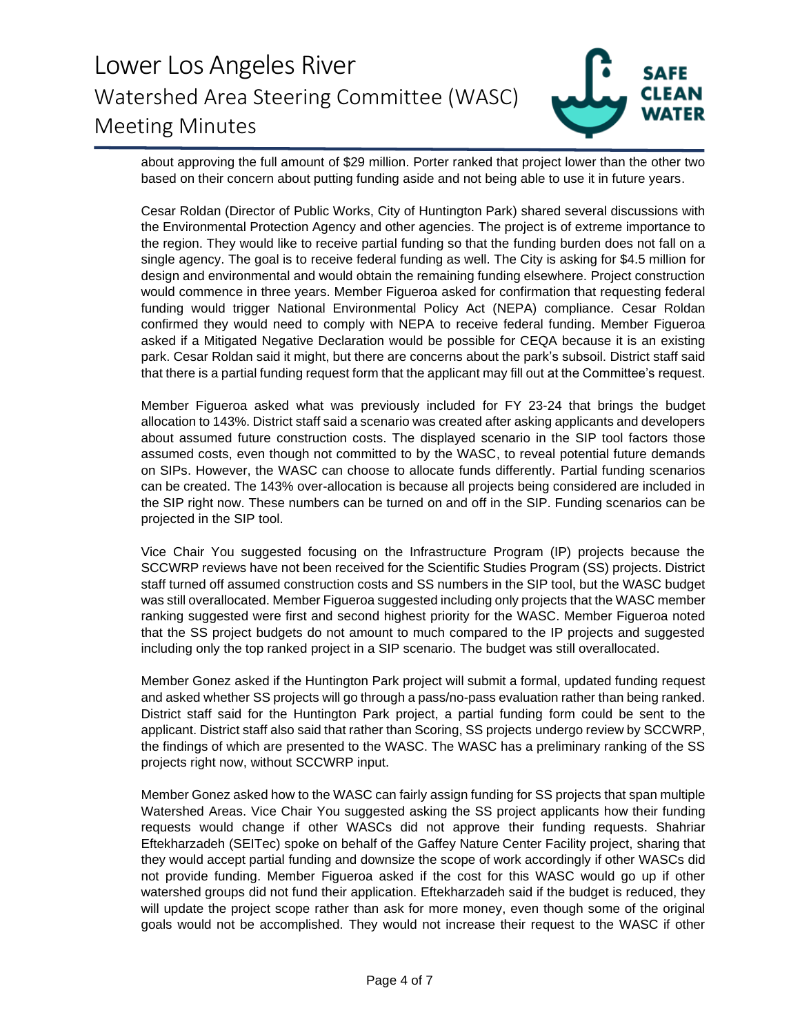about approving the full amount of $29 million. Porter ranked that project lower than the other two based on their concern about putting funding aside and not being able to use it in future years.

Cesar Roldan (Director of Public Works, City of Huntington Park) shared several discussions with the Environmental Protection Agency and other agencies. The project is of extreme importance to the region. They would like to receive partial funding so that the funding burden does not fall on a single agency. The goal is to receive federal funding as well. The City is asking for $4.5 million for design and environmental and would obtain the remaining funding elsewhere. Project construction would commence in three years. Member Figueroa asked for confirmation that requesting federal funding would trigger National Environmental Policy Act (NEPA) compliance. Cesar Roldan confirmed they would need to comply with NEPA to receive federal funding. Member Figueroa asked if a Mitigated Negative Declaration would be possible for CEQA because it is an existing park. Cesar Roldan said it might, but there are concerns about the park's subsoil. District staff said that there is a partial funding request form that the applicant may fill out at the Committee's request.

Member Figueroa asked what was previously included for FY 23-24 that brings the budget allocation to 143%. District staff said a scenario was created after asking applicants and developers about assumed future construction costs. The displayed scenario in the SIP tool factors those assumed costs, even though not committed to by the WASC, to reveal potential future demands on SIPs. However, the WASC can choose to allocate funds differently. Partial funding scenarios can be created. The 143% over-allocation is because all projects being considered are included in the SIP right now. These numbers can be turned on and off in the SIP. Funding scenarios can be projected in the SIP tool.

Vice Chair You suggested focusing on the Infrastructure Program (IP) projects because the SCCWRP reviews have not been received for the Scientific Studies Program (SS) projects. District staff turned off assumed construction costs and SS numbers in the SIP tool, but the WASC budget was still overallocated. Member Figueroa suggested including only projects that the WASC member ranking suggested were first and second highest priority for the WASC. Member Figueroa noted that the SS project budgets do not amount to much compared to the IP projects and suggested including only the top ranked project in a SIP scenario. The budget was still overallocated.

Member Gonez asked if the Huntington Park project will submit a formal, updated funding request and asked whether SS projects will go through a pass/no-pass evaluation rather than being ranked. District staff said for the Huntington Park project, a partial funding form could be sent to the applicant. District staff also said that rather than Scoring, SS projects undergo review by SCCWRP, the findings of which are presented to the WASC. The WASC has a preliminary ranking of the SS projects right now, without SCCWRP input.

Member Gonez asked how to the WASC can fairly assign funding for SS projects that span multiple Watershed Areas. Vice Chair You suggested asking the SS project applicants how their funding requests would change if other WASCs did not approve their funding requests. Shahriar Eftekharzadeh (SEITec) spoke on behalf of the Gaffey Nature Center Facility project, sharing that they would accept partial funding and downsize the scope of work accordingly if other WASCs did not provide funding. Member Figueroa asked if the cost for this WASC would go up if other watershed groups did not fund their application. Eftekharzadeh said if the budget is reduced, they will update the project scope rather than ask for more money, even though some of the original goals would not be accomplished. They would not increase their request to the WASC if other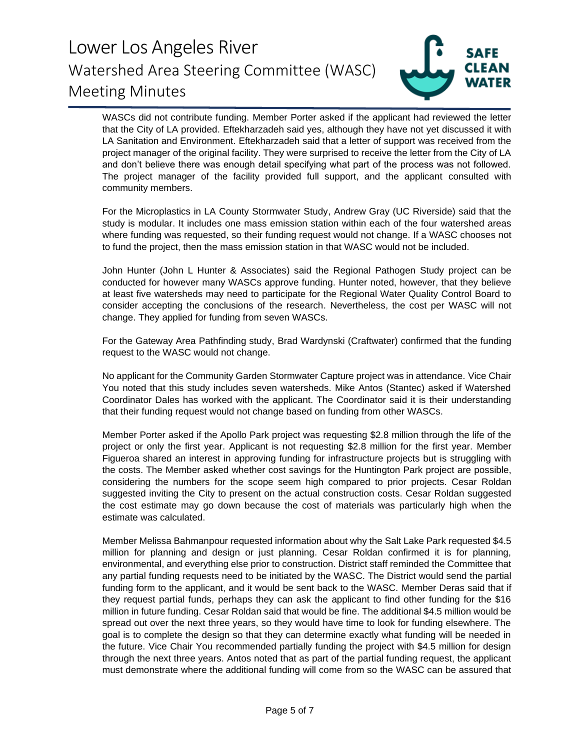WASCs did not contribute funding. Member Porter asked if the applicant had reviewed the letter that the City of LA provided. Eftekharzadeh said yes, although they have not yet discussed it with LA Sanitation and Environment. Eftekharzadeh said that a letter of support was received from the project manager of the original facility. They were surprised to receive the letter from the City of LA and don't believe there was enough detail specifying what part of the process was not followed. The project manager of the facility provided full support, and the applicant consulted with community members.

For the Microplastics in LA County Stormwater Study, Andrew Gray (UC Riverside) said that the study is modular. It includes one mass emission station within each of the four watershed areas where funding was requested, so their funding request would not change. If a WASC chooses not to fund the project, then the mass emission station in that WASC would not be included.

John Hunter (John L Hunter & Associates) said the Regional Pathogen Study project can be conducted for however many WASCs approve funding. Hunter noted, however, that they believe at least five watersheds may need to participate for the Regional Water Quality Control Board to consider accepting the conclusions of the research. Nevertheless, the cost per WASC will not change. They applied for funding from seven WASCs.

For the Gateway Area Pathfinding study, Brad Wardynski (Craftwater) confirmed that the funding request to the WASC would not change.

No applicant for the Community Garden Stormwater Capture project was in attendance. Vice Chair You noted that this study includes seven watersheds. Mike Antos (Stantec) asked if Watershed Coordinator Dales has worked with the applicant. The Coordinator said it is their understanding that their funding request would not change based on funding from other WASCs.

Member Porter asked if the Apollo Park project was requesting $2.8 million through the life of the project or only the first year. Applicant is not requesting $2.8 million for the first year. Member Figueroa shared an interest in approving funding for infrastructure projects but is struggling with the costs. The Member asked whether cost savings for the Huntington Park project are possible, considering the numbers for the scope seem high compared to prior projects. Cesar Roldan suggested inviting the City to present on the actual construction costs. Cesar Roldan suggested the cost estimate may go down because the cost of materials was particularly high when the estimate was calculated.

Member Melissa Bahmanpour requested information about why the Salt Lake Park requested $4.5 million for planning and design or just planning. Cesar Roldan confirmed it is for planning, environmental, and everything else prior to construction. District staff reminded the Committee that any partial funding requests need to be initiated by the WASC. The District would send the partial funding form to the applicant, and it would be sent back to the WASC. Member Deras said that if they request partial funds, perhaps they can ask the applicant to find other funding for the $16 million in future funding. Cesar Roldan said that would be fine. The additional $4.5 million would be spread out over the next three years, so they would have time to look for funding elsewhere. The goal is to complete the design so that they can determine exactly what funding will be needed in the future. Vice Chair You recommended partially funding the project with $4.5 million for design through the next three years. Antos noted that as part of the partial funding request, the applicant must demonstrate where the additional funding will come from so the WASC can be assured that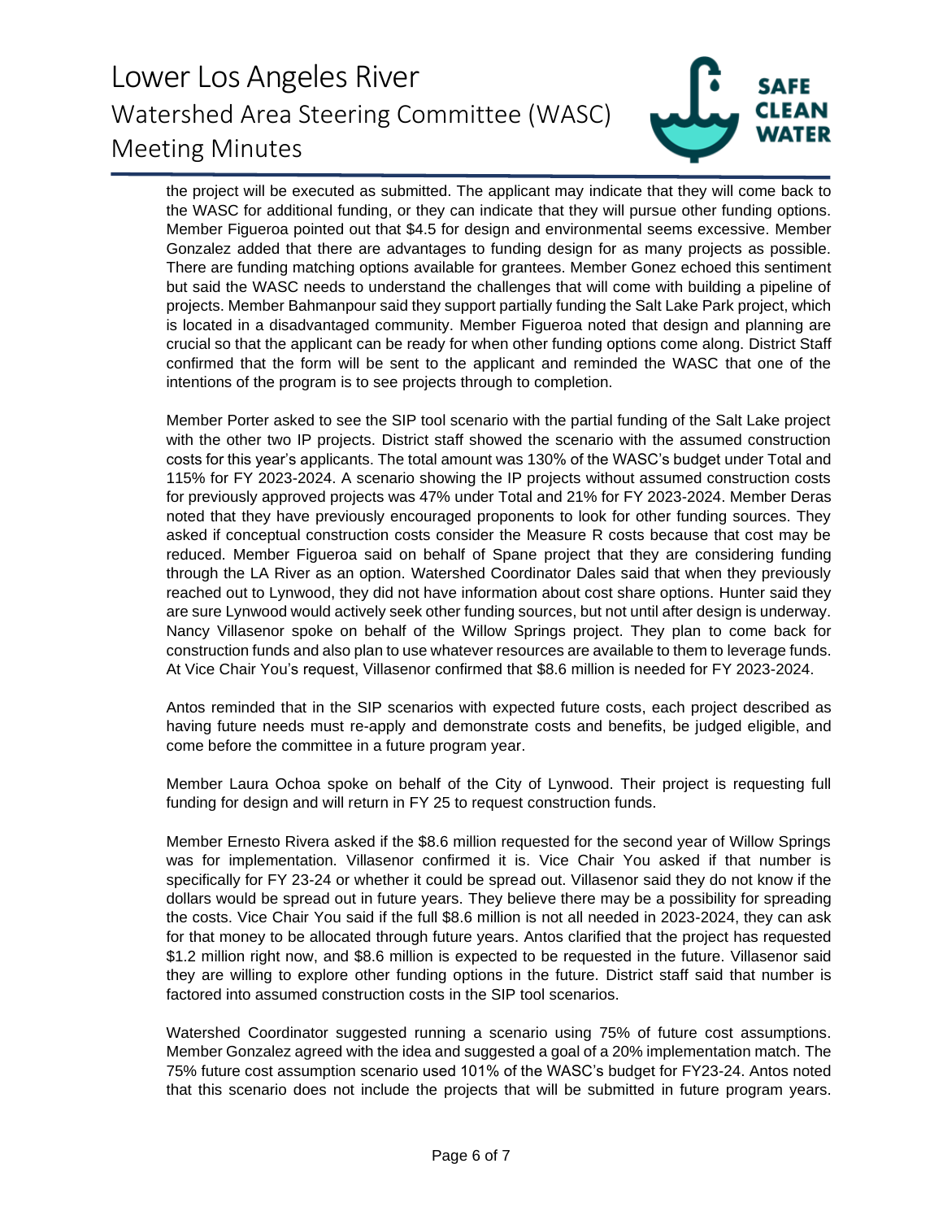the project will be executed as submitted. The applicant may indicate that they will come back to the WASC for additional funding, or they can indicate that they will pursue other funding options. Member Figueroa pointed out that $4.5 for design and environmental seems excessive. Member Gonzalez added that there are advantages to funding design for as many projects as possible. There are funding matching options available for grantees. Member Gonez echoed this sentiment but said the WASC needs to understand the challenges that will come with building a pipeline of projects. Member Bahmanpour said they support partially funding the Salt Lake Park project, which is located in a disadvantaged community. Member Figueroa noted that design and planning are crucial so that the applicant can be ready for when other funding options come along. District Staff confirmed that the form will be sent to the applicant and reminded the WASC that one of the intentions of the program is to see projects through to completion.

Member Porter asked to see the SIP tool scenario with the partial funding of the Salt Lake project with the other two IP projects. District staff showed the scenario with the assumed construction costs for this year's applicants. The total amount was 130% of the WASC's budget under Total and 115% for FY 2023-2024. A scenario showing the IP projects without assumed construction costs for previously approved projects was 47% under Total and 21% for FY 2023-2024. Member Deras noted that they have previously encouraged proponents to look for other funding sources. They asked if conceptual construction costs consider the Measure R costs because that cost may be reduced. Member Figueroa said on behalf of Spane project that they are considering funding through the LA River as an option. Watershed Coordinator Dales said that when they previously reached out to Lynwood, they did not have information about cost share options. Hunter said they are sure Lynwood would actively seek other funding sources, but not until after design is underway. Nancy Villasenor spoke on behalf of the Willow Springs project. They plan to come back for construction funds and also plan to use whatever resources are available to them to leverage funds. At Vice Chair You's request, Villasenor confirmed that $8.6 million is needed for FY 2023-2024.

Antos reminded that in the SIP scenarios with expected future costs, each project described as having future needs must re-apply and demonstrate costs and benefits, be judged eligible, and come before the committee in a future program year.

Member Laura Ochoa spoke on behalf of the City of Lynwood. Their project is requesting full funding for design and will return in FY 25 to request construction funds.

Member Ernesto Rivera asked if the $8.6 million requested for the second year of Willow Springs was for implementation. Villasenor confirmed it is. Vice Chair You asked if that number is specifically for FY 23-24 or whether it could be spread out. Villasenor said they do not know if the dollars would be spread out in future years. They believe there may be a possibility for spreading the costs. Vice Chair You said if the full $8.6 million is not all needed in 2023-2024, they can ask for that money to be allocated through future years. Antos clarified that the project has requested $1.2 million right now, and $8.6 million is expected to be requested in the future. Villasenor said they are willing to explore other funding options in the future. District staff said that number is factored into assumed construction costs in the SIP tool scenarios.

Watershed Coordinator suggested running a scenario using 75% of future cost assumptions. Member Gonzalez agreed with the idea and suggested a goal of a 20% implementation match. The 75% future cost assumption scenario used 101% of the WASC's budget for FY23-24. Antos noted that this scenario does not include the projects that will be submitted in future program years.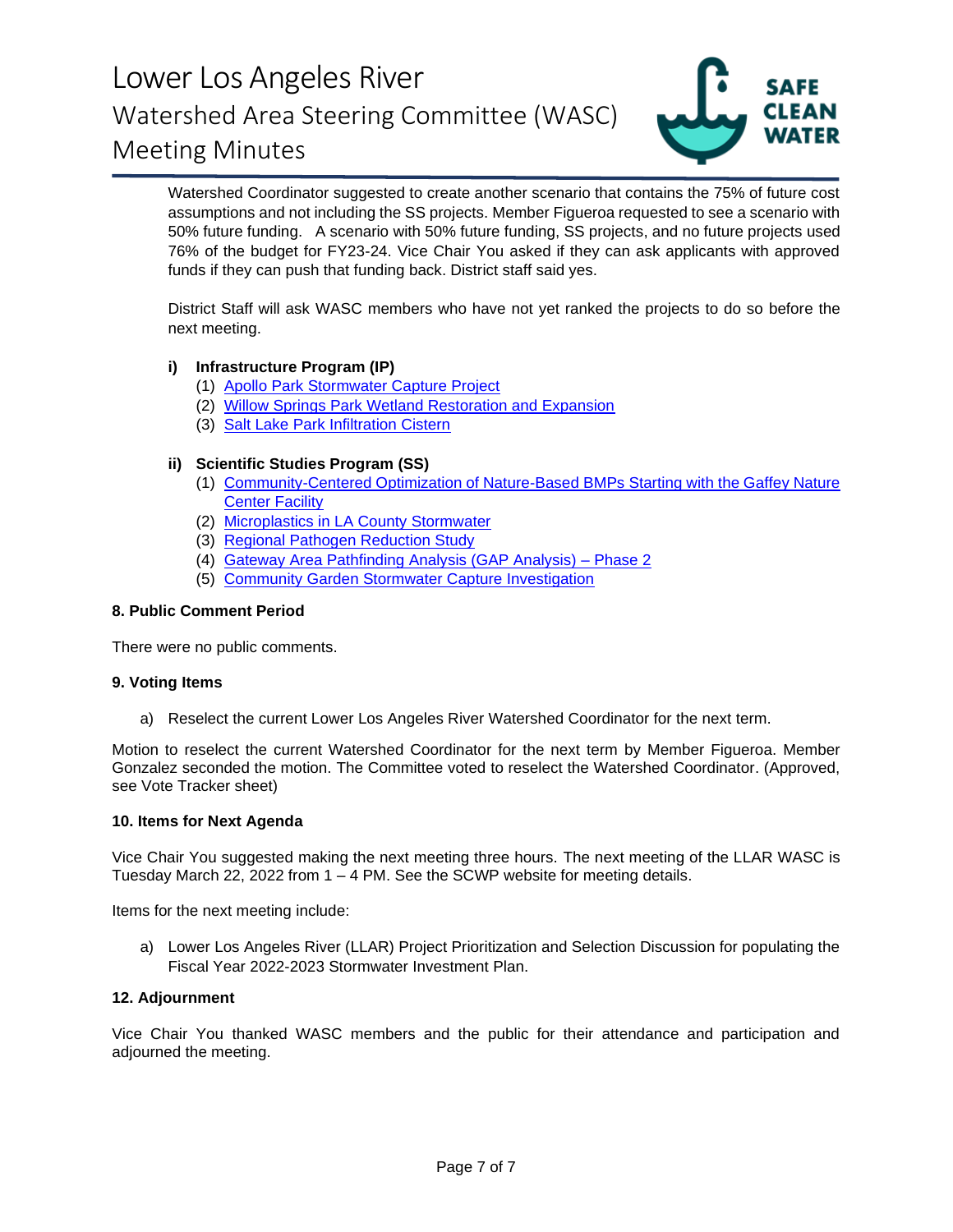Watershed Coordinator suggested to create another scenario that contains the 75% of future cost assumptions and not including the SS projects. Member Figueroa requested to see a scenario with 50% future funding. A scenario with 50% future funding, SS projects, and no future projects used 76% of the budget for FY23-24. Vice Chair You asked if they can ask applicants with approved funds if they can push that funding back. District staff said yes.

District Staff will ask WASC members who have not yet ranked the projects to do so before the next meeting.

**i) Infrastructure Program (IP)**

(1) Apollo Park Stormwater Capture Project
(2) Willow Springs Park Wetland Restoration and Expansion
(3) Salt Lake Park Infiltration Cistern

**ii) Scientific Studies Program (SS)**

(1) Community-Centered Optimization of Nature-Based BMPs Starting with the Gaffey Nature Center Facility
(2) Microplastics in LA County Stormwater
(3) Regional Pathogen Reduction Study
(4) Gateway Area Pathfinding Analysis (GAP Analysis) – Phase 2
(5) Community Garden Stormwater Capture Investigation

**8. Public Comment Period**

There were no public comments.

**9. Voting Items**

a) Reselect the current Lower Los Angeles River Watershed Coordinator for the next term.

Motion to reselect the current Watershed Coordinator for the next term by Member Figueroa. Member Gonzalez seconded the motion. The Committee voted to reselect the Watershed Coordinator. (Approved, see Vote Tracker sheet)

**10. Items for Next Agenda**

Vice Chair You suggested making the next meeting three hours. The next meeting of the LLAR WASC is Tuesday March 22, 2022 from 1 – 4 PM. See the SCWP website for meeting details.

Items for the next meeting include:

a) Lower Los Angeles River (LLAR) Project Prioritization and Selection Discussion for populating the Fiscal Year 2022-2023 Stormwater Investment Plan.

**12. Adjournment**

Vice Chair You thanked WASC members and the public for their attendance and participation and adjourned the meeting.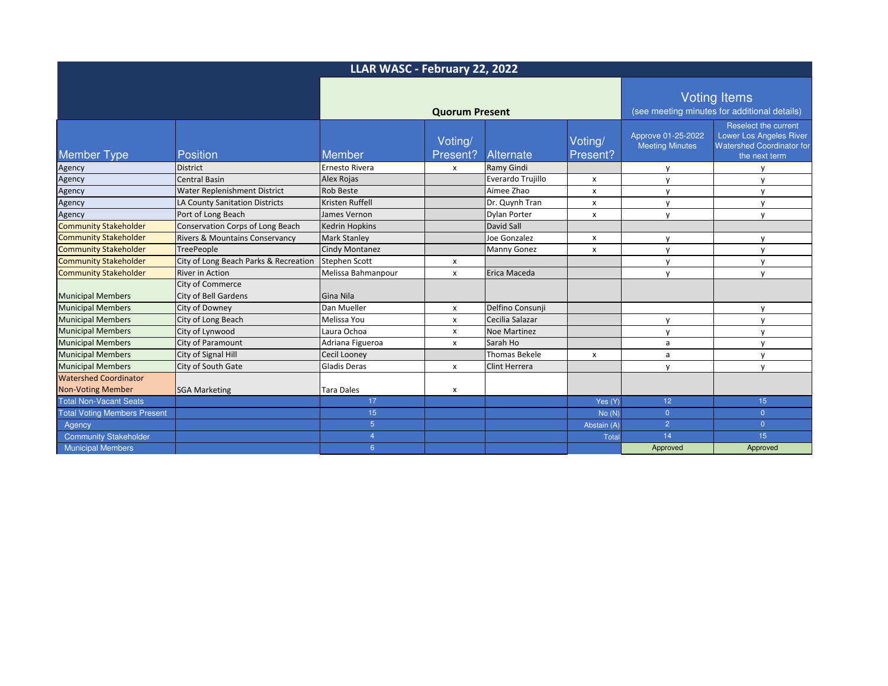| LLAR WASC - February 22, 2022 | | | | | | | |
|---|---|---|---|---|---|---|---|
| | | Quorum Present | | | | Voting Items (see meeting minutes for additional details) | |
| Member Type | Position | Member | Voting/ Present? | Alternate | Voting/ Present? | Approve 01-25-2022 Meeting Minutes | Reselect the current Lower Los Angeles River Watershed Coordinator for the next term |
| Agency | District | Ernesto Rivera | x | Ramy Gindi | | y | y |
| Agency | Central Basin | Alex Rojas | | Everardo Trujillo | x | y | y |
| Agency | Water Replenishment District | Rob Beste | | Aimee Zhao | x | y | y |
| Agency | LA County Sanitation Districts | Kristen Ruffell | | Dr. Quynh Tran | x | y | y |
| Agency | Port of Long Beach | James Vernon | | Dylan Porter | x | y | y |
| Community Stakeholder | Conservation Corps of Long Beach | Kedrin Hopkins | | David Sall | | | |
| Community Stakeholder | Rivers & Mountains Conservancy | Mark Stanley | | Joe Gonzalez | x | y | y |
| Community Stakeholder | TreePeople | Cindy Montanez | | Manny Gonez | x | y | y |
| Community Stakeholder | City of Long Beach Parks & Recreation | Stephen Scott | x | | | y | y |
| Community Stakeholder | River in Action | Melissa Bahmanpour | x | Erica Maceda | | y | y |
| Municipal Members | City of Commerce City of Bell Gardens | Gina Nila | | | | | |
| Municipal Members | City of Downey | Dan Mueller | x | Delfino Consunji | | | y |
| Municipal Members | City of Long Beach | Melissa You | x | Cecilia Salazar | | y | y |
| Municipal Members | City of Lynwood | Laura Ochoa | x | Noe Martinez | | y | y |
| Municipal Members | City of Paramount | Adriana Figueroa | x | Sarah Ho | | a | y |
| Municipal Members | City of Signal Hill | Cecil Looney | | Thomas Bekele | x | a | y |
| Municipal Members | City of South Gate | Gladis Deras | x | Clint Herrera | | y | y |
| Watershed Coordinator Non-Voting Member | SGA Marketing | Tara Dales | x | | | | |
| Total Non-Vacant Seats | | 17 | | | Yes (Y) | 12 | 15 |
| Total Voting Members Present | | 15 | | | No (N) | 0 | 0 |
| Agency | | 5 | | | Abstain (A) | 2 | 0 |
| Community Stakeholder | | 4 | | | Total | 14 | 15 |
| Municipal Members | | 6 | | | | Approved | Approved |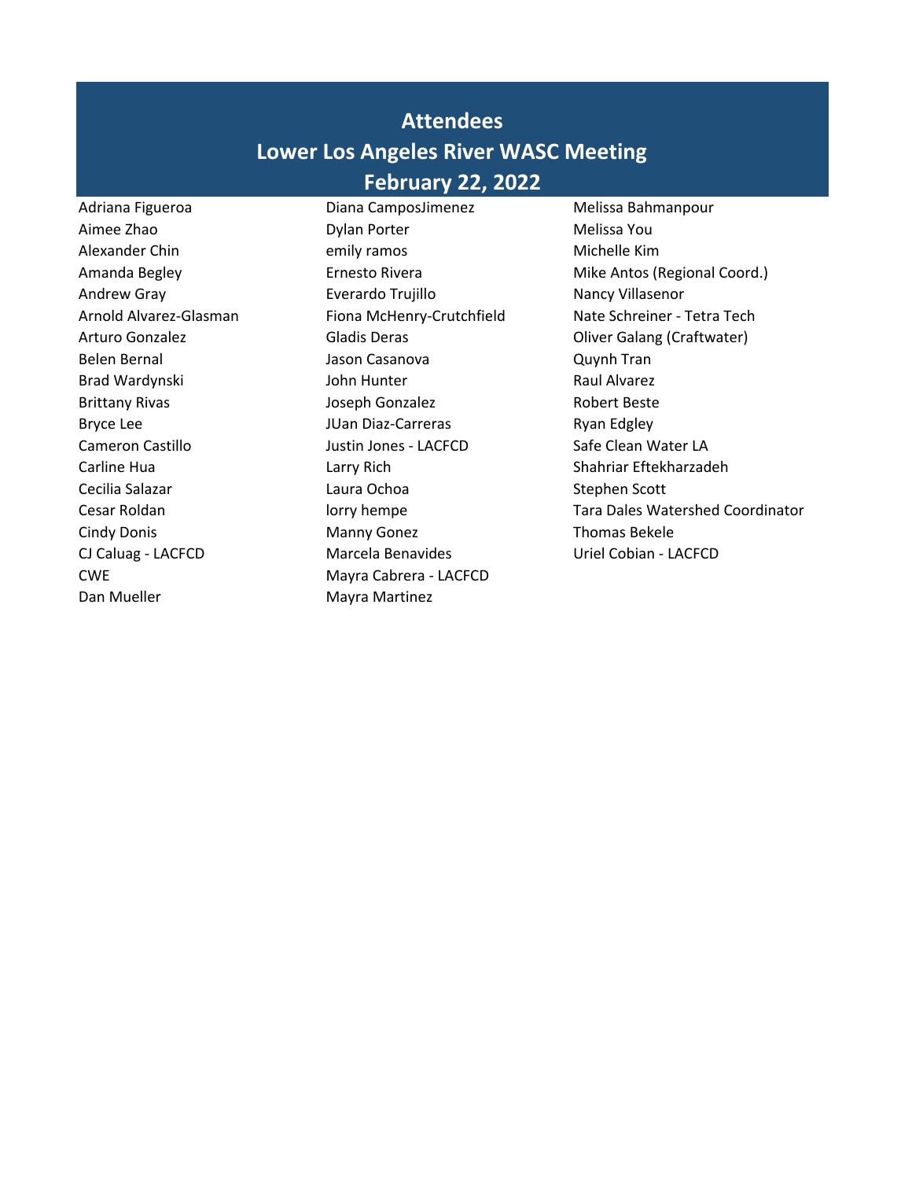# Attendees
# Lower Los Angeles River WASC Meeting
# February 22, 2022

Adriana Figueroa
Aimee Zhao
Alexander Chin
Amanda Begley
Andrew Gray
Arnold Alvarez-Glasman
Arturo Gonzalez
Belen Bernal
Brad Wardynski
Brittany Rivas
Bryce Lee
Cameron Castillo
Carline Hua
Cecilia Salazar
Cesar Roldan
Cindy Donis
CJ Caluag - LACFCD
CWE
Dan Mueller
Diana CamposJimenez
Dylan Porter
emily ramos
Ernesto Rivera
Everardo Trujillo
Fiona McHenry-Crutchfield
Gladis Deras
Jason Casanova
John Hunter
Joseph Gonzalez
JUan Diaz-Carreras
Justin Jones - LACFCD
Larry Rich
Laura Ochoa
lorry hempe
Manny Gonez
Marcela Benavides
Mayra Cabrera - LACFCD
Mayra Martinez
Melissa Bahmanpour
Melissa You
Michelle Kim
Mike Antos (Regional Coord.)
Nancy Villasenor
Nate Schreiner - Tetra Tech
Oliver Galang (Craftwater)
Quynh Tran
Raul Alvarez
Robert Beste
Ryan Edgley
Safe Clean Water LA
Shahriar Eftekharzadeh
Stephen Scott
Tara Dales Watershed Coordinator
Thomas Bekele
Uriel Cobian - LACFCD